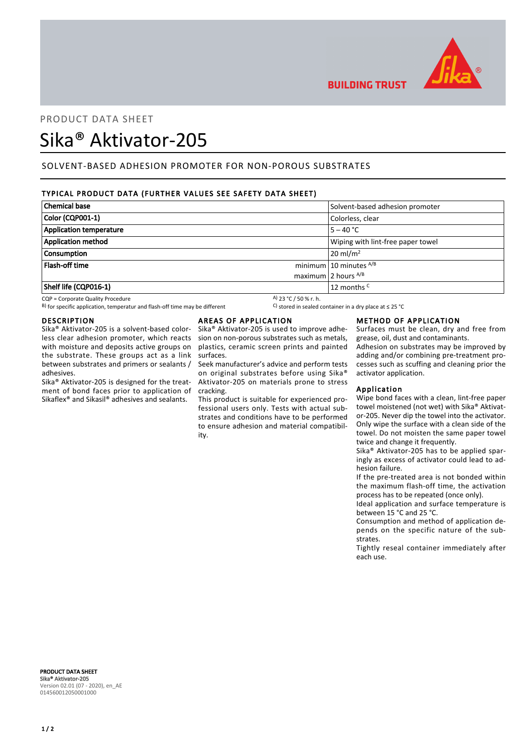PRODUCT DATA SHEET

# Sika® Aktivator-205

## SOLVENT-BASED ADHESION PROMOTER FOR NON-POROUS SUBSTRATES

### TYPICAL PRODUCT DATA (FURTHER VALUES SEE SAFETY DATA SHEET)

| Property | | Value |
|---|---|---|
| **Chemical base** | | Solvent-based adhesion promoter |
| **Color (CQP001-1)** | | Colorless, clear |
| **Application temperature** | | 5 – 40 °C |
| **Application method** | | Wiping with lint-free paper towel |
| **Consumption** | | 20 ml/m² |
| **Flash-off time** | minimum | 10 minutes A/B |
| | maximum | 2 hours A/B |
| **Shelf life (CQP016-1)** | | 12 months C |

CQP = Corporate Quality Procedure
B) for specific application, temperatur and flash-off time may be different
A) 23 °C / 50 % r. h.
C) stored in sealed container in a dry place at ≤ 25 °C

## DESCRIPTION

Sika® Aktivator-205 is a solvent-based colorless clear adhesion promoter, which reacts with moisture and deposits active groups on the substrate. These groups act as a link between substrates and primers or sealants / adhesives.

Sika® Aktivator-205 is designed for the treatment of bond faces prior to application of Sikaflex® and Sikasil® adhesives and sealants.

## AREAS OF APPLICATION

Sika® Aktivator-205 is used to improve adhesion on non-porous substrates such as metals, plastics, ceramic screen prints and painted surfaces.

Seek manufacturer's advice and perform tests on original substrates before using Sika® Aktivator-205 on materials prone to stress cracking.

This product is suitable for experienced professional users only. Tests with actual substrates and conditions have to be performed to ensure adhesion and material compatibility.

## METHOD OF APPLICATION

Surfaces must be clean, dry and free from grease, oil, dust and contaminants.

Adhesion on substrates may be improved by adding and/or combining pre-treatment processes such as scuffing and cleaning prior the activator application.

### Application

Wipe bond faces with a clean, lint-free paper towel moistened (not wet) with Sika® Aktivator-205. Never dip the towel into the activator. Only wipe the surface with a clean side of the towel. Do not moisten the same paper towel twice and change it frequently.

Sika® Aktivator-205 has to be applied sparingly as excess of activator could lead to adhesion failure.

If the pre-treated area is not bonded within the maximum flash-off time, the activation process has to be repeated (once only).

Ideal application and surface temperature is between 15 °C and 25 °C.

Consumption and method of application depends on the specific nature of the substrates.

Tightly reseal container immediately after each use.

**PRODUCT DATA SHEET**
**Sika® Aktivator-205**
Version 02.01 (07 - 2020), en_AE
014560012050001000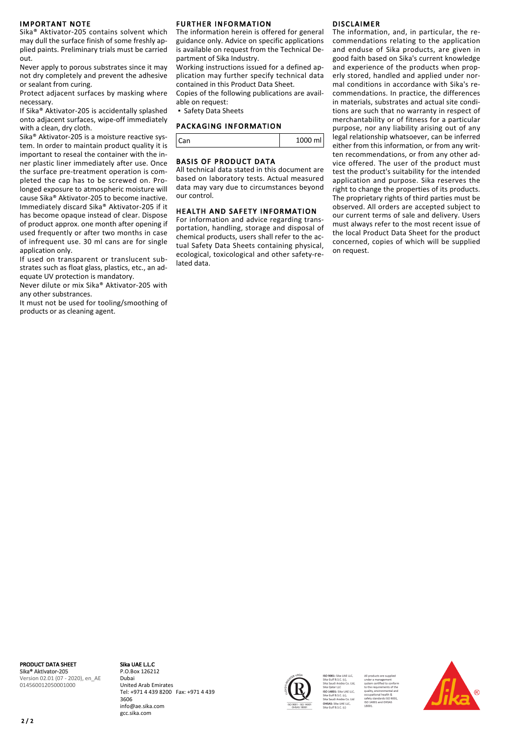## IMPORTANT NOTE

Sika® Aktivator-205 contains solvent which may dull the surface finish of some freshly applied paints. Preliminary trials must be carried out.

Never apply to porous substrates since it may not dry completely and prevent the adhesive or sealant from curing.

Protect adjacent surfaces by masking where necessary.

If Sika® Aktivator-205 is accidentally splashed onto adjacent surfaces, wipe-off immediately with a clean, dry cloth.

Sika® Aktivator-205 is a moisture reactive system. In order to maintain product quality it is important to reseal the container with the inner plastic liner immediately after use. Once the surface pre-treatment operation is completed the cap has to be screwed on. Prolonged exposure to atmospheric moisture will cause Sika® Aktivator-205 to become inactive. Immediately discard Sika® Aktivator-205 if it has become opaque instead of clear. Dispose of product approx. one month after opening if used frequently or after two months in case of infrequent use. 30 ml cans are for single application only.

If used on transparent or translucent substrates such as float glass, plastics, etc., an adequate UV protection is mandatory.

Never dilute or mix Sika® Aktivator-205 with any other substrances.

It must not be used for tooling/smoothing of products or as cleaning agent.

## FURTHER INFORMATION

The information herein is offered for general guidance only. Advice on specific applications is available on request from the Technical Department of Sika Industry.

Working instructions issued for a defined application may further specify technical data contained in this Product Data Sheet.

Copies of the following publications are available on request:

- Safety Data Sheets

## PACKAGING INFORMATION

| | |
|---|---|
| Can | 1000 ml |

## BASIS OF PRODUCT DATA

All technical data stated in this document are based on laboratory tests. Actual measured data may vary due to circumstances beyond our control.

## HEALTH AND SAFETY INFORMATION

For information and advice regarding transportation, handling, storage and disposal of chemical products, users shall refer to the actual Safety Data Sheets containing physical, ecological, toxicological and other safety-related data.

## DISCLAIMER

The information, and, in particular, the recommendations relating to the application and enduse of Sika products, are given in good faith based on Sika's current knowledge and experience of the products when properly stored, handled and applied under normal conditions in accordance with Sika's recommendations. In practice, the differences in materials, substrates and actual site conditions are such that no warranty in respect of merchantability or of fitness for a particular purpose, nor any liability arising out of any legal relationship whatsoever, can be inferred either from this information, or from any written recommendations, or from any other advice offered. The user of the product must test the product's suitability for the intended application and purpose. Sika reserves the right to change the properties of its products. The proprietary rights of third parties must be observed. All orders are accepted subject to our current terms of sale and delivery. Users must always refer to the most recent issue of the local Product Data Sheet for the product concerned, copies of which will be supplied on request.

**PRODUCT DATA SHEET**
**Sika® Aktivator-205**
Version 02.01 (07 - 2020), en_AE
014560012050001000

**Sika UAE L.L.C**
P.O.Box 126212
Dubai
United Arab Emirates
Tel: +971 4 439 8200 Fax: +971 4 439 3606
info@ae.sika.com
gcc.sika.com

**ISO 9001:** Sika UAE LLC, Sika Gulf B.S.C. (c), Sika Saudi Arabia Co. Ltd, Sika Qatar LLC
**ISO 14001:** Sika UAE LLC, Sika Gulf B.S.C. (c), Sika Saudi Arabia Co. Ltd
**OHSAS:** Sika UAE LLC, Sika Gulf B.S.C. (c)

All products are supplied under a management system certified to conform to the requirements of the quality, environmental and occupational health & safety standards ISO 9001, ISO 14001 and OHSAS 18001.